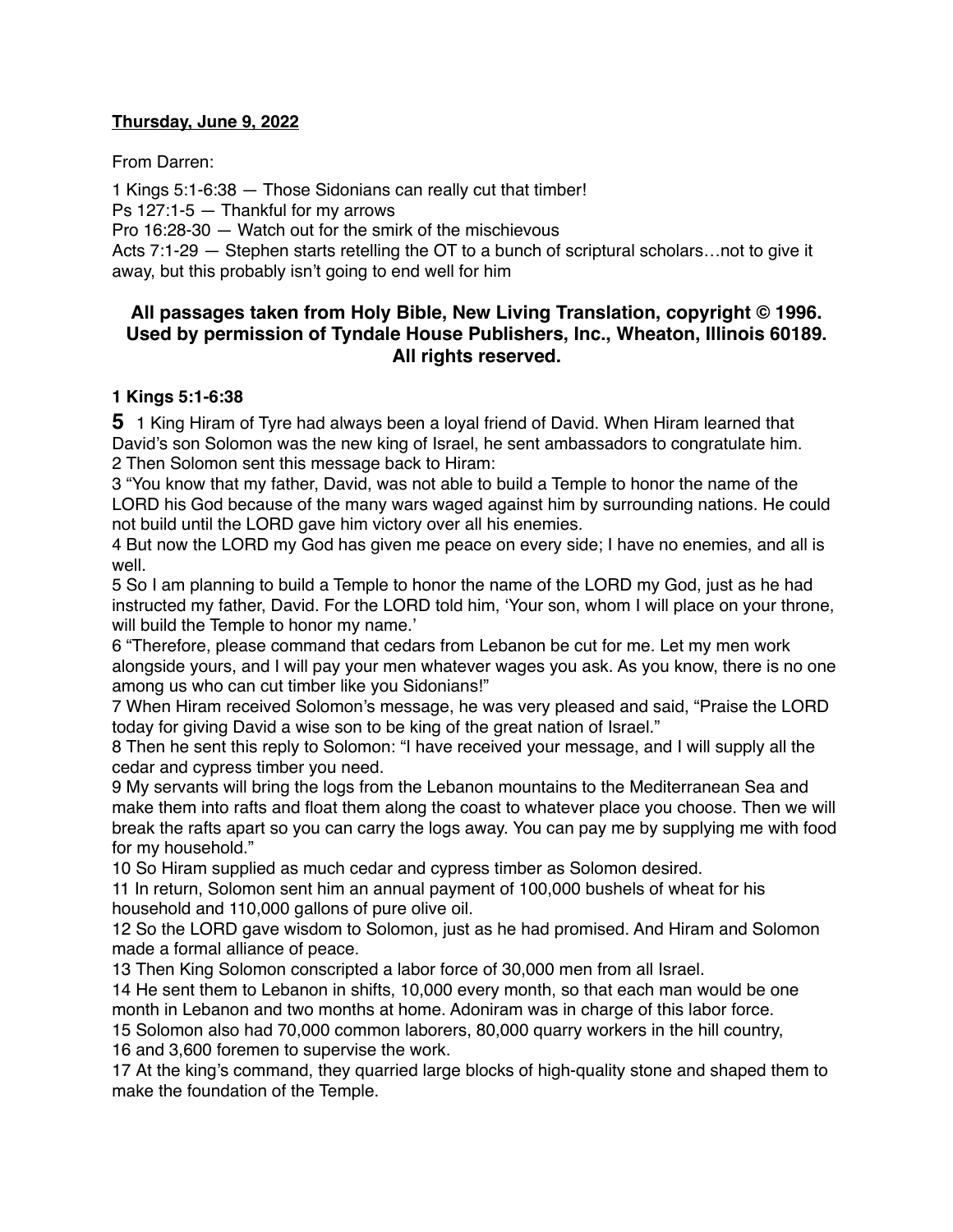**Thursday, June 9, 2022**

From Darren:

1 Kings 5:1-6:38 — Those Sidonians can really cut that timber!
Ps 127:1-5 — Thankful for my arrows
Pro 16:28-30 — Watch out for the smirk of the mischievous
Acts 7:1-29 — Stephen starts retelling the OT to a bunch of scriptural scholars…not to give it away, but this probably isn't going to end well for him

**All passages taken from Holy Bible, New Living Translation, copyright © 1996. Used by permission of Tyndale House Publishers, Inc., Wheaton, Illinois 60189. All rights reserved.**

**1 Kings 5:1-6:38**

**5** 1 King Hiram of Tyre had always been a loyal friend of David. When Hiram learned that David's son Solomon was the new king of Israel, he sent ambassadors to congratulate him.
2 Then Solomon sent this message back to Hiram:
3 "You know that my father, David, was not able to build a Temple to honor the name of the LORD his God because of the many wars waged against him by surrounding nations. He could not build until the LORD gave him victory over all his enemies.
4 But now the LORD my God has given me peace on every side; I have no enemies, and all is well.
5 So I am planning to build a Temple to honor the name of the LORD my God, just as he had instructed my father, David. For the LORD told him, 'Your son, whom I will place on your throne, will build the Temple to honor my name.'
6 "Therefore, please command that cedars from Lebanon be cut for me. Let my men work alongside yours, and I will pay your men whatever wages you ask. As you know, there is no one among us who can cut timber like you Sidonians!"
7 When Hiram received Solomon's message, he was very pleased and said, "Praise the LORD today for giving David a wise son to be king of the great nation of Israel."
8 Then he sent this reply to Solomon: "I have received your message, and I will supply all the cedar and cypress timber you need.
9 My servants will bring the logs from the Lebanon mountains to the Mediterranean Sea and make them into rafts and float them along the coast to whatever place you choose. Then we will break the rafts apart so you can carry the logs away. You can pay me by supplying me with food for my household."
10 So Hiram supplied as much cedar and cypress timber as Solomon desired.
11 In return, Solomon sent him an annual payment of 100,000 bushels of wheat for his household and 110,000 gallons of pure olive oil.
12 So the LORD gave wisdom to Solomon, just as he had promised. And Hiram and Solomon made a formal alliance of peace.
13 Then King Solomon conscripted a labor force of 30,000 men from all Israel.
14 He sent them to Lebanon in shifts, 10,000 every month, so that each man would be one month in Lebanon and two months at home. Adoniram was in charge of this labor force.
15 Solomon also had 70,000 common laborers, 80,000 quarry workers in the hill country,
16 and 3,600 foremen to supervise the work.
17 At the king's command, they quarried large blocks of high-quality stone and shaped them to make the foundation of the Temple.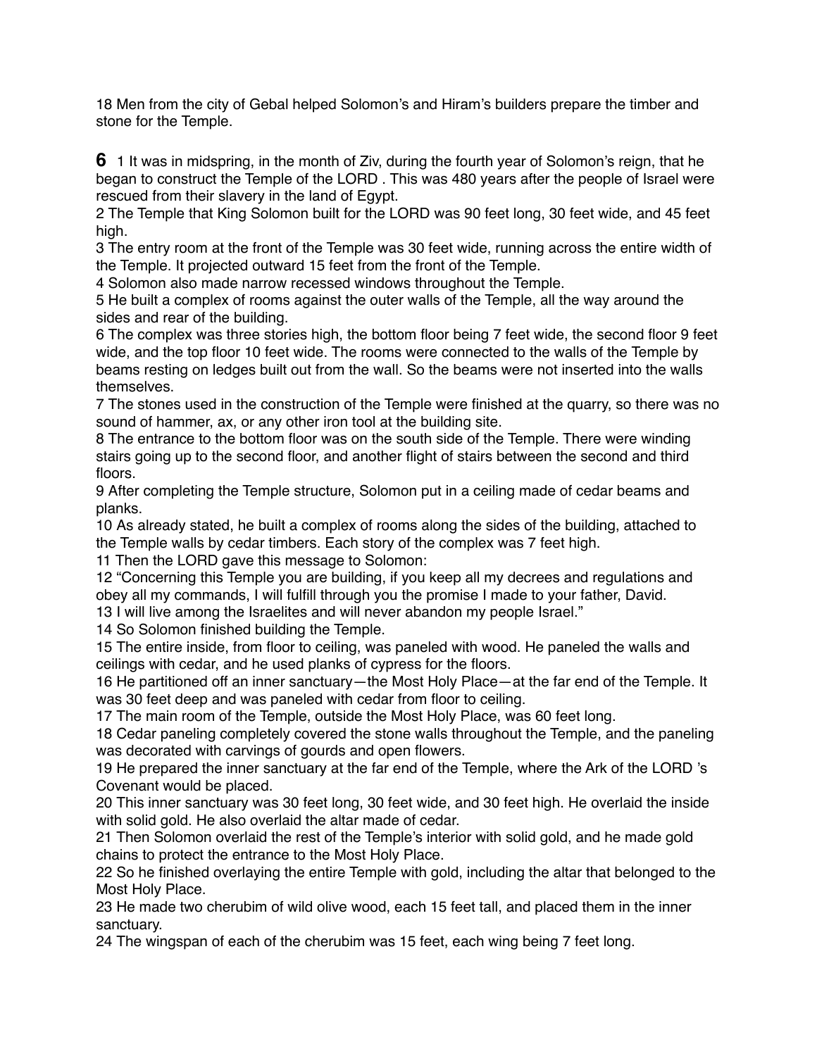18 Men from the city of Gebal helped Solomon's and Hiram's builders prepare the timber and stone for the Temple.

**6** 1 It was in midspring, in the month of Ziv, during the fourth year of Solomon's reign, that he began to construct the Temple of the LORD . This was 480 years after the people of Israel were rescued from their slavery in the land of Egypt.
2 The Temple that King Solomon built for the LORD was 90 feet long, 30 feet wide, and 45 feet high.
3 The entry room at the front of the Temple was 30 feet wide, running across the entire width of the Temple. It projected outward 15 feet from the front of the Temple.
4 Solomon also made narrow recessed windows throughout the Temple.
5 He built a complex of rooms against the outer walls of the Temple, all the way around the sides and rear of the building.
6 The complex was three stories high, the bottom floor being 7 feet wide, the second floor 9 feet wide, and the top floor 10 feet wide. The rooms were connected to the walls of the Temple by beams resting on ledges built out from the wall. So the beams were not inserted into the walls themselves.
7 The stones used in the construction of the Temple were finished at the quarry, so there was no sound of hammer, ax, or any other iron tool at the building site.
8 The entrance to the bottom floor was on the south side of the Temple. There were winding stairs going up to the second floor, and another flight of stairs between the second and third floors.
9 After completing the Temple structure, Solomon put in a ceiling made of cedar beams and planks.
10 As already stated, he built a complex of rooms along the sides of the building, attached to the Temple walls by cedar timbers. Each story of the complex was 7 feet high.
11 Then the LORD gave this message to Solomon:
12 "Concerning this Temple you are building, if you keep all my decrees and regulations and obey all my commands, I will fulfill through you the promise I made to your father, David.
13 I will live among the Israelites and will never abandon my people Israel."
14 So Solomon finished building the Temple.
15 The entire inside, from floor to ceiling, was paneled with wood. He paneled the walls and ceilings with cedar, and he used planks of cypress for the floors.
16 He partitioned off an inner sanctuary—the Most Holy Place—at the far end of the Temple. It was 30 feet deep and was paneled with cedar from floor to ceiling.
17 The main room of the Temple, outside the Most Holy Place, was 60 feet long.
18 Cedar paneling completely covered the stone walls throughout the Temple, and the paneling was decorated with carvings of gourds and open flowers.
19 He prepared the inner sanctuary at the far end of the Temple, where the Ark of the LORD 's Covenant would be placed.
20 This inner sanctuary was 30 feet long, 30 feet wide, and 30 feet high. He overlaid the inside with solid gold. He also overlaid the altar made of cedar.
21 Then Solomon overlaid the rest of the Temple's interior with solid gold, and he made gold chains to protect the entrance to the Most Holy Place.
22 So he finished overlaying the entire Temple with gold, including the altar that belonged to the Most Holy Place.
23 He made two cherubim of wild olive wood, each 15 feet tall, and placed them in the inner sanctuary.
24 The wingspan of each of the cherubim was 15 feet, each wing being 7 feet long.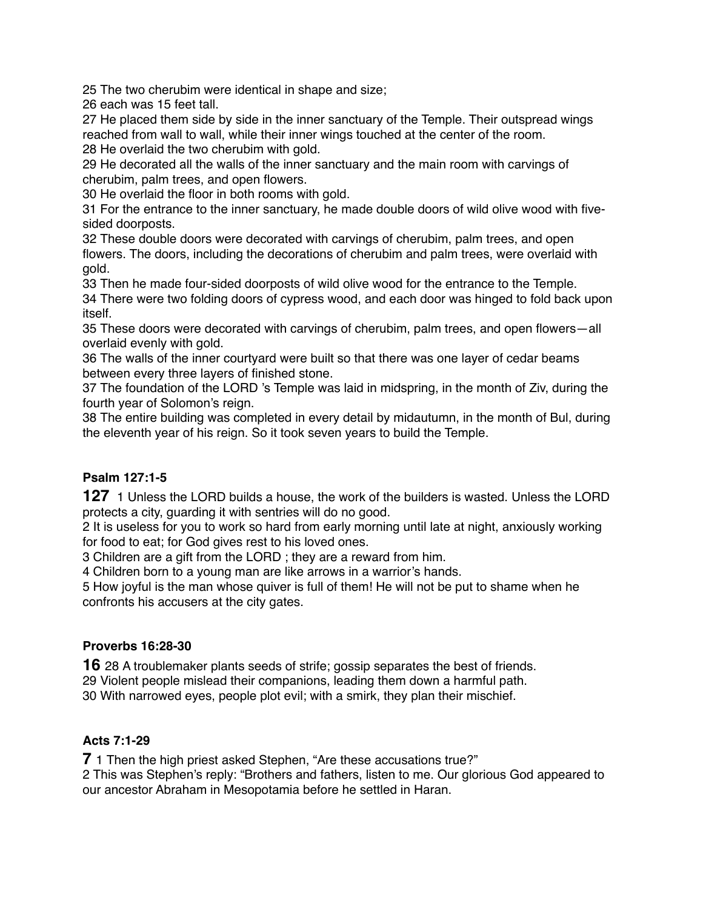25 The two cherubim were identical in shape and size;
26 each was 15 feet tall.
27 He placed them side by side in the inner sanctuary of the Temple. Their outspread wings reached from wall to wall, while their inner wings touched at the center of the room.
28 He overlaid the two cherubim with gold.
29 He decorated all the walls of the inner sanctuary and the main room with carvings of cherubim, palm trees, and open flowers.
30 He overlaid the floor in both rooms with gold.
31 For the entrance to the inner sanctuary, he made double doors of wild olive wood with five-sided doorposts.
32 These double doors were decorated with carvings of cherubim, palm trees, and open flowers. The doors, including the decorations of cherubim and palm trees, were overlaid with gold.
33 Then he made four-sided doorposts of wild olive wood for the entrance to the Temple.
34 There were two folding doors of cypress wood, and each door was hinged to fold back upon itself.
35 These doors were decorated with carvings of cherubim, palm trees, and open flowers—all overlaid evenly with gold.
36 The walls of the inner courtyard were built so that there was one layer of cedar beams between every three layers of finished stone.
37 The foundation of the LORD 's Temple was laid in midspring, in the month of Ziv, during the fourth year of Solomon's reign.
38 The entire building was completed in every detail by midautumn, in the month of Bul, during the eleventh year of his reign. So it took seven years to build the Temple.

**Psalm 127:1-5**

**127** 1 Unless the LORD builds a house, the work of the builders is wasted. Unless the LORD protects a city, guarding it with sentries will do no good.
2 It is useless for you to work so hard from early morning until late at night, anxiously working for food to eat; for God gives rest to his loved ones.
3 Children are a gift from the LORD ; they are a reward from him.
4 Children born to a young man are like arrows in a warrior's hands.
5 How joyful is the man whose quiver is full of them! He will not be put to shame when he confronts his accusers at the city gates.

**Proverbs 16:28-30**

**16** 28 A troublemaker plants seeds of strife; gossip separates the best of friends.
29 Violent people mislead their companions, leading them down a harmful path.
30 With narrowed eyes, people plot evil; with a smirk, they plan their mischief.

**Acts 7:1-29**

**7** 1 Then the high priest asked Stephen, "Are these accusations true?"
2 This was Stephen's reply: "Brothers and fathers, listen to me. Our glorious God appeared to our ancestor Abraham in Mesopotamia before he settled in Haran.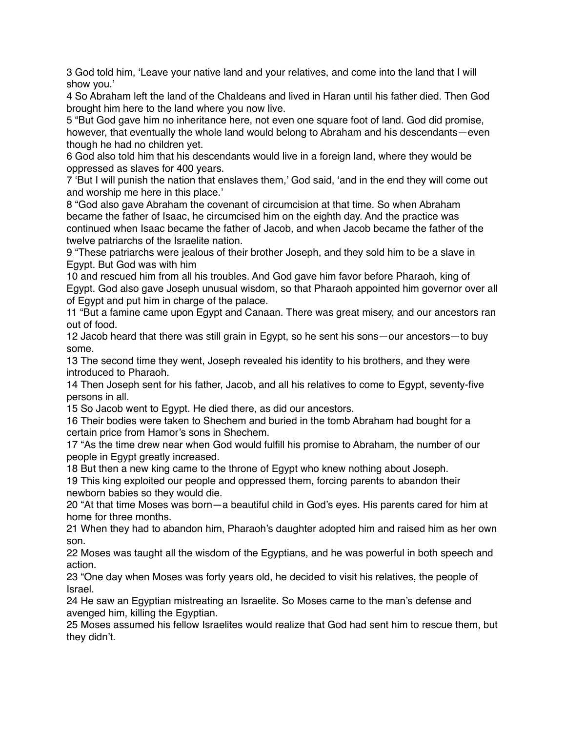3 God told him, 'Leave your native land and your relatives, and come into the land that I will show you.'

4 So Abraham left the land of the Chaldeans and lived in Haran until his father died. Then God brought him here to the land where you now live.

5 "But God gave him no inheritance here, not even one square foot of land. God did promise, however, that eventually the whole land would belong to Abraham and his descendants—even though he had no children yet.

6 God also told him that his descendants would live in a foreign land, where they would be oppressed as slaves for 400 years.

7 'But I will punish the nation that enslaves them,' God said, 'and in the end they will come out and worship me here in this place.'

8 "God also gave Abraham the covenant of circumcision at that time. So when Abraham became the father of Isaac, he circumcised him on the eighth day. And the practice was continued when Isaac became the father of Jacob, and when Jacob became the father of the twelve patriarchs of the Israelite nation.

9 "These patriarchs were jealous of their brother Joseph, and they sold him to be a slave in Egypt. But God was with him

10 and rescued him from all his troubles. And God gave him favor before Pharaoh, king of Egypt. God also gave Joseph unusual wisdom, so that Pharaoh appointed him governor over all of Egypt and put him in charge of the palace.

11 "But a famine came upon Egypt and Canaan. There was great misery, and our ancestors ran out of food.

12 Jacob heard that there was still grain in Egypt, so he sent his sons—our ancestors—to buy some.

13 The second time they went, Joseph revealed his identity to his brothers, and they were introduced to Pharaoh.

14 Then Joseph sent for his father, Jacob, and all his relatives to come to Egypt, seventy-five persons in all.

15 So Jacob went to Egypt. He died there, as did our ancestors.

16 Their bodies were taken to Shechem and buried in the tomb Abraham had bought for a certain price from Hamor's sons in Shechem.

17 "As the time drew near when God would fulfill his promise to Abraham, the number of our people in Egypt greatly increased.

18 But then a new king came to the throne of Egypt who knew nothing about Joseph.

19 This king exploited our people and oppressed them, forcing parents to abandon their newborn babies so they would die.

20 "At that time Moses was born—a beautiful child in God's eyes. His parents cared for him at home for three months.

21 When they had to abandon him, Pharaoh's daughter adopted him and raised him as her own son.

22 Moses was taught all the wisdom of the Egyptians, and he was powerful in both speech and action.

23 "One day when Moses was forty years old, he decided to visit his relatives, the people of Israel.

24 He saw an Egyptian mistreating an Israelite. So Moses came to the man's defense and avenged him, killing the Egyptian.

25 Moses assumed his fellow Israelites would realize that God had sent him to rescue them, but they didn't.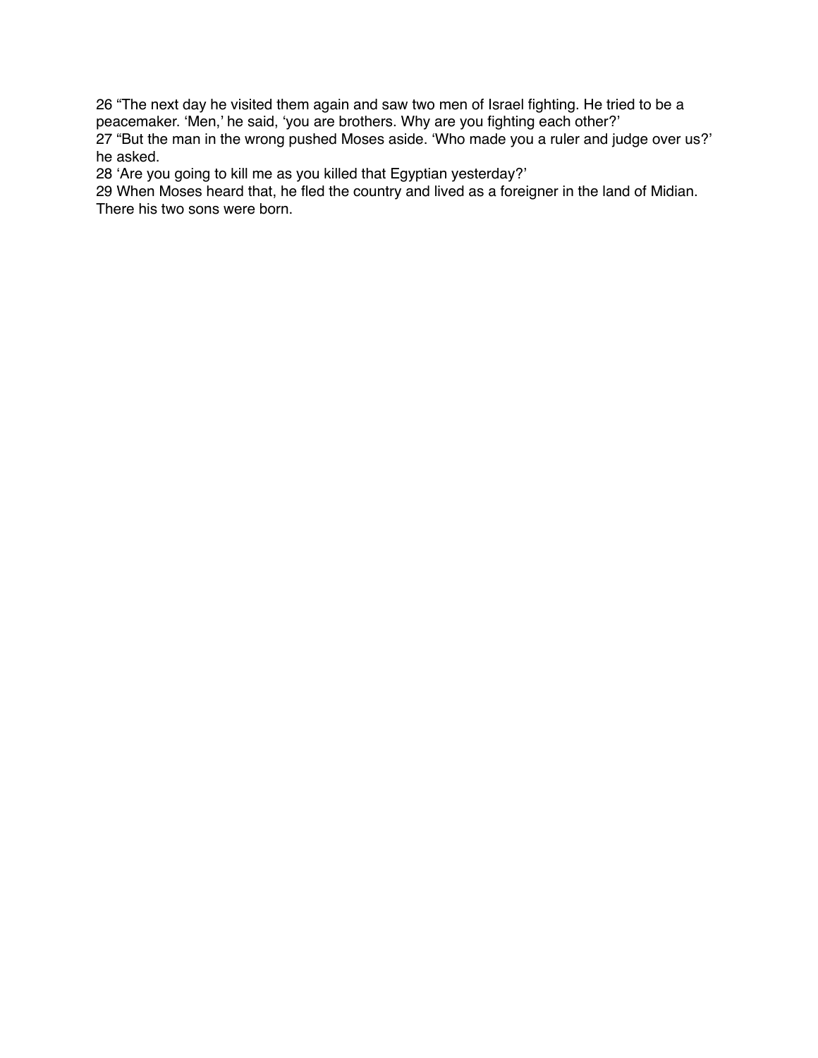26 “The next day he visited them again and saw two men of Israel fighting. He tried to be a peacemaker. ‘Men,’ he said, ‘you are brothers. Why are you fighting each other?’
27 “But the man in the wrong pushed Moses aside. ‘Who made you a ruler and judge over us?’ he asked.
28 ‘Are you going to kill me as you killed that Egyptian yesterday?’
29 When Moses heard that, he fled the country and lived as a foreigner in the land of Midian. There his two sons were born.